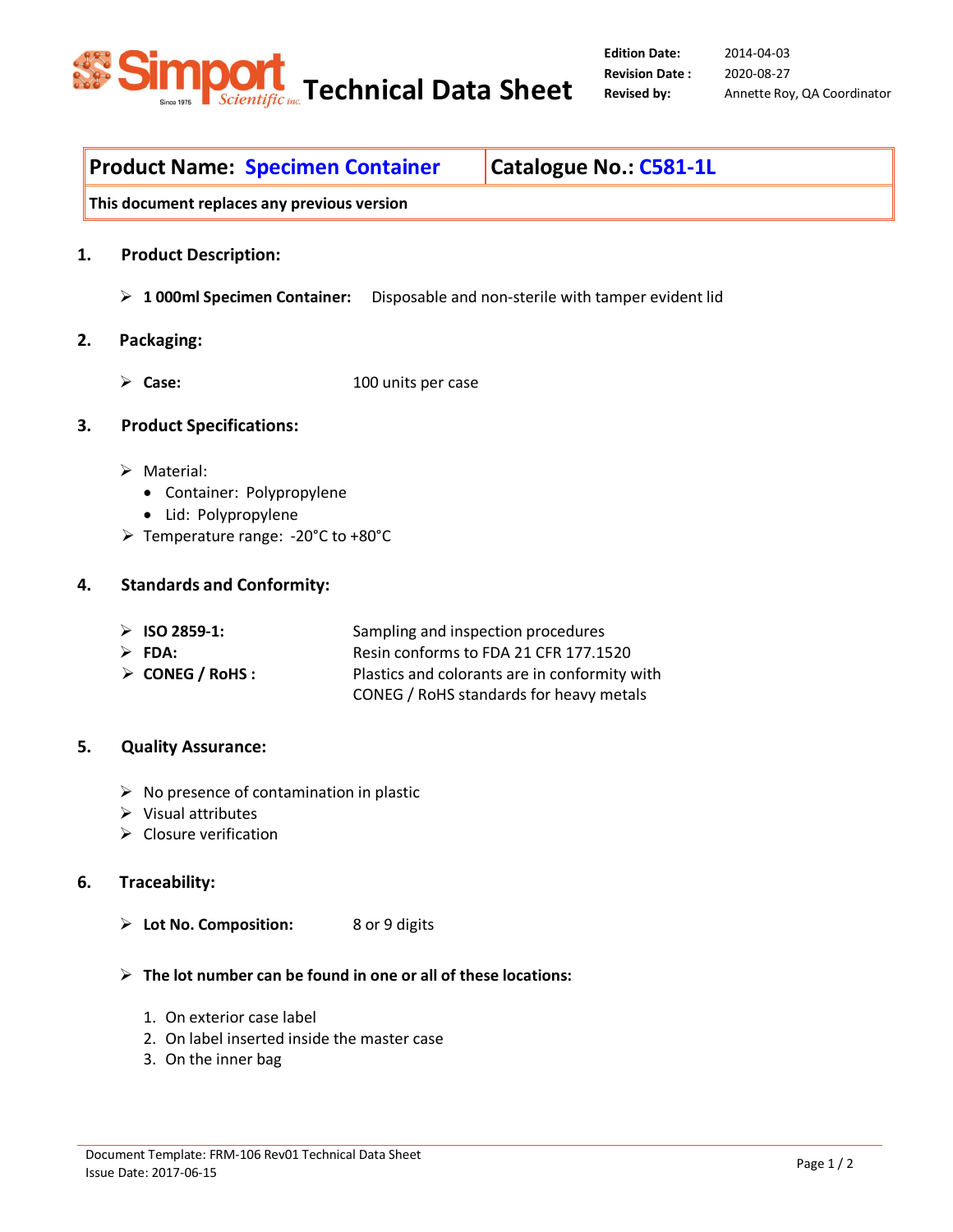# Technical Data Sheet

**Edition Date:** 2014-04-03
**Revision Date :** 2020-08-27
**Revised by:** Annette Roy, QA Coordinator

| **Product Name: Specimen Container** | **Catalogue No.: C581-1L** |
|---|---|
| **This document replaces any previous version** | |

## 1. Product Description:

- **1 000ml Specimen Container:** Disposable and non-sterile with tamper evident lid

## 2. Packaging:

- **Case:** 100 units per case

## 3. Product Specifications:

- Material:
  - Container: Polypropylene
  - Lid: Polypropylene
- Temperature range: -20°C to +80°C

## 4. Standards and Conformity:

- **ISO 2859-1:** Sampling and inspection procedures
- **FDA:** Resin conforms to FDA 21 CFR 177.1520
- **CONEG / RoHS :** Plastics and colorants are in conformity with CONEG / RoHS standards for heavy metals

## 5. Quality Assurance:

- No presence of contamination in plastic
- Visual attributes
- Closure verification

## 6. Traceability:

- **Lot No. Composition:** 8 or 9 digits

- **The lot number can be found in one or all of these locations:**

  1. On exterior case label
  2. On label inserted inside the master case
  3. On the inner bag

Document Template: FRM-106 Rev01 Technical Data Sheet
Issue Date: 2017-06-15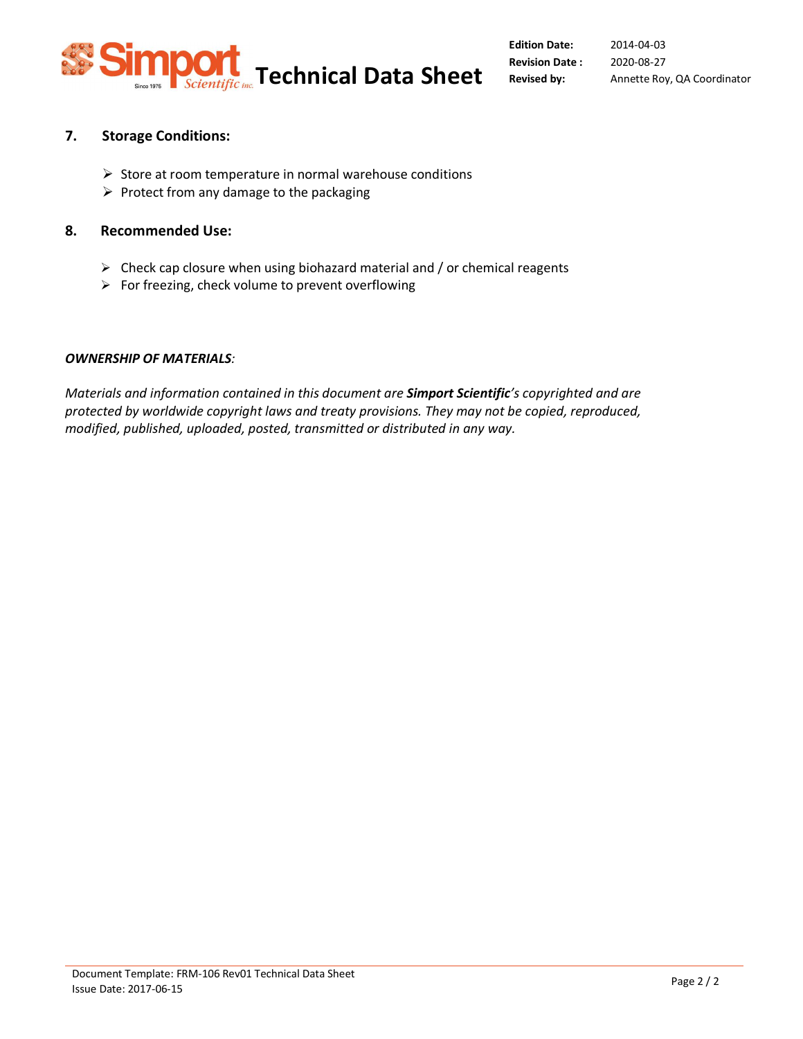## 7. Storage Conditions:

- Store at room temperature in normal warehouse conditions
- Protect from any damage to the packaging

## 8. Recommended Use:

- Check cap closure when using biohazard material and / or chemical reagents
- For freezing, check volume to prevent overflowing

***OWNERSHIP OF MATERIALS**:*

*Materials and information contained in this document are **Simport Scientific**'s copyrighted and are protected by worldwide copyright laws and treaty provisions. They may not be copied, reproduced, modified, published, uploaded, posted, transmitted or distributed in any way.*